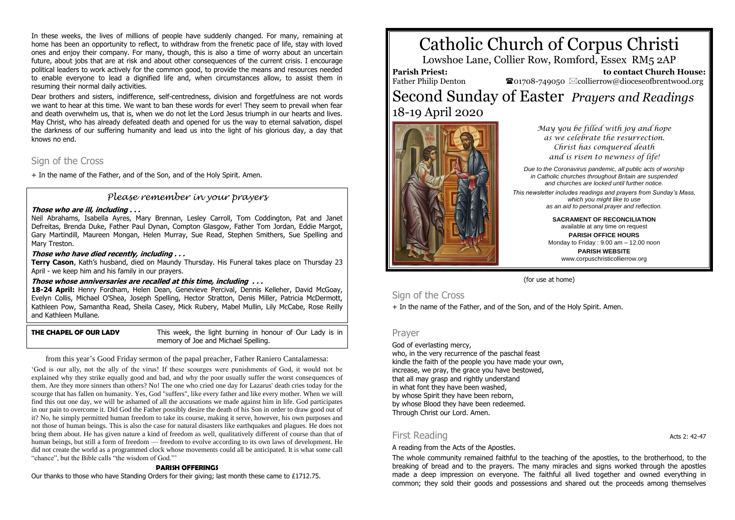In these weeks, the lives of millions of people have suddenly changed. For many, remaining at home has been an opportunity to reflect, to withdraw from the frenetic pace of life, stay with loved ones and enjoy their company. For many, though, this is also a time of worry about an uncertain future, about jobs that are at risk and about other consequences of the current crisis. I encourage political leaders to work actively for the common good, to provide the means and resources needed to enable everyone to lead a dignified life and, when circumstances allow, to assist them in resuming their normal daily activities.

Dear brothers and sisters, indifference, self-centredness, division and forgetfulness are not words we want to hear at this time. We want to ban these words for ever! They seem to prevail when fear and death overwhelm us, that is, when we do not let the Lord Jesus triumph in our hearts and lives. May Christ, who has already defeated death and opened for us the way to eternal salvation, dispel the darkness of our suffering humanity and lead us into the light of his glorious day, a day that knows no end.

## Sign of the Cross

+ In the name of the Father, and of the Son, and of the Holy Spirit. Amen.

### *Please remember in your prayers*

***Those who are ill, including . . .***

Neil Abrahams, Isabella Ayres, Mary Brennan, Lesley Carroll, Tom Coddington, Pat and Janet Defreitas, Brenda Duke, Father Paul Dynan, Compton Glasgow, Father Tom Jordan, Eddie Margot, Gary Martindill, Maureen Mongan, Helen Murray, Sue Read, Stephen Smithers, Sue Spelling and Mary Treston.

***Those who have died recently, including . . .***

**Terry Cason**, Kath's husband, died on Maundy Thursday. His Funeral takes place on Thursday 23 April - we keep him and his family in our prayers.

***Those whose anniversaries are recalled at this time, including . . .***

**18-24 April:** Henry Fordham, Helen Dean, Genevieve Percival, Dennis Kelleher, David McGoay, Evelyn Collis, Michael O'Shea, Joseph Spelling, Hector Stratton, Denis Miller, Patricia McDermott, Kathleen Pow, Samantha Read, Sheila Casey, Mick Rubery, Mabel Mullin, Lily McCabe, Rose Reilly and Kathleen Mullane.

**THE CHAPEL OF OUR LADY** This week, the light burning in honour of Our Lady is in memory of Joe and Michael Spelling.

from this year's Good Friday sermon of the papal preacher, Father Raniero Cantalamessa:

'God is our ally, not the ally of the virus! If these scourges were punishments of God, it would not be explained why they strike equally good and bad, and why the poor usually suffer the worst consequences of them. Are they more sinners than others? No! The one who cried one day for Lazarus' death cries today for the scourge that has fallen on humanity. Yes, God "suffers", like every father and like every mother. When we will find this out one day, we will be ashamed of all the accusations we made against him in life. God participates in our pain to overcome it. Did God the Father possibly desire the death of his Son in order to draw good out of it? No, he simply permitted human freedom to take its course, making it serve, however, his own purposes and not those of human beings. This is also the case for natural disasters like earthquakes and plagues. He does not bring them about. He has given nature a kind of freedom as well, qualitatively different of course than that of human beings, but still a form of freedom — freedom to evolve according to its own laws of development. He did not create the world as a programmed clock whose movements could all be anticipated. It is what some call "chance", but the Bible calls "the wisdom of God."'

**PARISH OFFERINGS**

Our thanks to those who have Standing Orders for their giving; last month these came to £1712.75.

# Catholic Church of Corpus Christi

Lowshoe Lane, Collier Row, Romford, Essex RM5 2AP

**Parish Priest:** Father Philip Denton

**to contact Church House:** ☎01708-749050 ✉collierrow@dioceseofbrentwood.org

# Second Sunday of Easter *Prayers and Readings*

18-19 April 2020

*May you be filled with joy and hope as we celebrate the resurrection. Christ has conquered death and is risen to newness of life!*

*Due to the Coronavirus pandemic, all public acts of worship in Catholic churches throughout Britain are suspended and churches are locked until further notice.*

*This newsletter includes readings and prayers from Sunday's Mass, which you might like to use as an aid to personal prayer and reflection.*

**SACRAMENT OF RECONCILIATION**
available at any time on request

**PARISH OFFICE HOURS**
Monday to Friday : 9.00 am – 12.00 noon

**PARISH WEBSITE**
www.corpuschristicollierrow.org

(for use at home)

## Sign of the Cross

+ In the name of the Father, and of the Son, and of the Holy Spirit. Amen.

## Prayer

God of everlasting mercy,
who, in the very recurrence of the paschal feast
kindle the faith of the people you have made your own,
increase, we pray, the grace you have bestowed,
that all may grasp and rightly understand
in what font they have been washed,
by whose Spirit they have been reborn,
by whose Blood they have been redeemed.
Through Christ our Lord. Amen.

## First Reading

Acts 2: 42-47

A reading from the Acts of the Apostles.

The whole community remained faithful to the teaching of the apostles, to the brotherhood, to the breaking of bread and to the prayers. The many miracles and signs worked through the apostles made a deep impression on everyone. The faithful all lived together and owned everything in common; they sold their goods and possessions and shared out the proceeds among themselves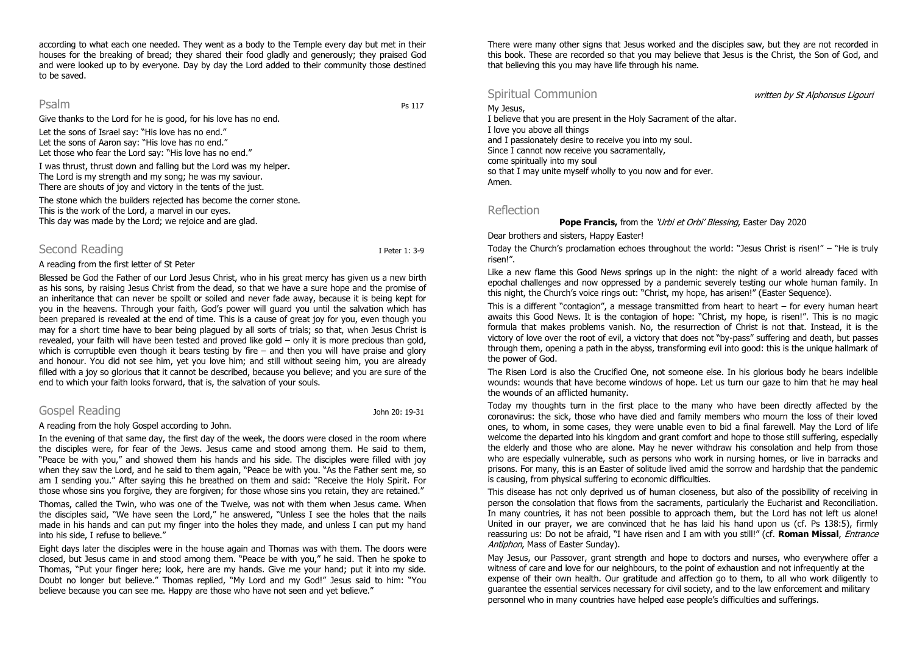according to what each one needed. They went as a body to the Temple every day but met in their houses for the breaking of bread; they shared their food gladly and generously; they praised God and were looked up to by everyone. Day by day the Lord added to their community those destined to be saved.

## Psalm

Ps 117

Give thanks to the Lord for he is good, for his love has no end.

Let the sons of Israel say: "His love has no end."
Let the sons of Aaron say: "His love has no end."
Let those who fear the Lord say: "His love has no end."

I was thrust, thrust down and falling but the Lord was my helper.
The Lord is my strength and my song; he was my saviour.
There are shouts of joy and victory in the tents of the just.

The stone which the builders rejected has become the corner stone.
This is the work of the Lord, a marvel in our eyes.
This day was made by the Lord; we rejoice and are glad.

## Second Reading

I Peter 1: 3-9

A reading from the first letter of St Peter

Blessed be God the Father of our Lord Jesus Christ, who in his great mercy has given us a new birth as his sons, by raising Jesus Christ from the dead, so that we have a sure hope and the promise of an inheritance that can never be spoilt or soiled and never fade away, because it is being kept for you in the heavens. Through your faith, God's power will guard you until the salvation which has been prepared is revealed at the end of time. This is a cause of great joy for you, even though you may for a short time have to bear being plagued by all sorts of trials; so that, when Jesus Christ is revealed, your faith will have been tested and proved like gold – only it is more precious than gold, which is corruptible even though it bears testing by fire – and then you will have praise and glory and honour. You did not see him, yet you love him; and still without seeing him, you are already filled with a joy so glorious that it cannot be described, because you believe; and you are sure of the end to which your faith looks forward, that is, the salvation of your souls.

## Gospel Reading

John 20: 19-31

A reading from the holy Gospel according to John.

In the evening of that same day, the first day of the week, the doors were closed in the room where the disciples were, for fear of the Jews. Jesus came and stood among them. He said to them, "Peace be with you," and showed them his hands and his side. The disciples were filled with joy when they saw the Lord, and he said to them again, "Peace be with you. "As the Father sent me, so am I sending you." After saying this he breathed on them and said: "Receive the Holy Spirit. For those whose sins you forgive, they are forgiven; for those whose sins you retain, they are retained."

Thomas, called the Twin, who was one of the Twelve, was not with them when Jesus came. When the disciples said, "We have seen the Lord," he answered, "Unless I see the holes that the nails made in his hands and can put my finger into the holes they made, and unless I can put my hand into his side, I refuse to believe."

Eight days later the disciples were in the house again and Thomas was with them. The doors were closed, but Jesus came in and stood among them. "Peace be with you," he said. Then he spoke to Thomas, "Put your finger here; look, here are my hands. Give me your hand; put it into my side. Doubt no longer but believe." Thomas replied, "My Lord and my God!" Jesus said to him: "You believe because you can see me. Happy are those who have not seen and yet believe."

There were many other signs that Jesus worked and the disciples saw, but they are not recorded in this book. These are recorded so that you may believe that Jesus is the Christ, the Son of God, and that believing this you may have life through his name.

## Spiritual Communion

*written by St Alphonsus Ligouri*

My Jesus,
I believe that you are present in the Holy Sacrament of the altar.
I love you above all things
and I passionately desire to receive you into my soul.
Since I cannot now receive you sacramentally,
come spiritually into my soul
so that I may unite myself wholly to you now and for ever.
Amen.

## Reflection

**Pope Francis,** from the *'Urbi et Orbi' Blessing*, Easter Day 2020

Dear brothers and sisters, Happy Easter!

Today the Church's proclamation echoes throughout the world: "Jesus Christ is risen!" – "He is truly risen!".

Like a new flame this Good News springs up in the night: the night of a world already faced with epochal challenges and now oppressed by a pandemic severely testing our whole human family. In this night, the Church's voice rings out: "Christ, my hope, has arisen!" (Easter Sequence).

This is a different "contagion", a message transmitted from heart to heart – for every human heart awaits this Good News. It is the contagion of hope: "Christ, my hope, is risen!". This is no magic formula that makes problems vanish. No, the resurrection of Christ is not that. Instead, it is the victory of love over the root of evil, a victory that does not "by-pass" suffering and death, but passes through them, opening a path in the abyss, transforming evil into good: this is the unique hallmark of the power of God.

The Risen Lord is also the Crucified One, not someone else. In his glorious body he bears indelible wounds: wounds that have become windows of hope. Let us turn our gaze to him that he may heal the wounds of an afflicted humanity.

Today my thoughts turn in the first place to the many who have been directly affected by the coronavirus: the sick, those who have died and family members who mourn the loss of their loved ones, to whom, in some cases, they were unable even to bid a final farewell. May the Lord of life welcome the departed into his kingdom and grant comfort and hope to those still suffering, especially the elderly and those who are alone. May he never withdraw his consolation and help from those who are especially vulnerable, such as persons who work in nursing homes, or live in barracks and prisons. For many, this is an Easter of solitude lived amid the sorrow and hardship that the pandemic is causing, from physical suffering to economic difficulties.

This disease has not only deprived us of human closeness, but also of the possibility of receiving in person the consolation that flows from the sacraments, particularly the Eucharist and Reconciliation. In many countries, it has not been possible to approach them, but the Lord has not left us alone! United in our prayer, we are convinced that he has laid his hand upon us (cf. Ps 138:5), firmly reassuring us: Do not be afraid, "I have risen and I am with you still!" (cf. **Roman Missal**, *Entrance Antiphon*, Mass of Easter Sunday).

May Jesus, our Passover, grant strength and hope to doctors and nurses, who everywhere offer a witness of care and love for our neighbours, to the point of exhaustion and not infrequently at the expense of their own health. Our gratitude and affection go to them, to all who work diligently to guarantee the essential services necessary for civil society, and to the law enforcement and military personnel who in many countries have helped ease people's difficulties and sufferings.